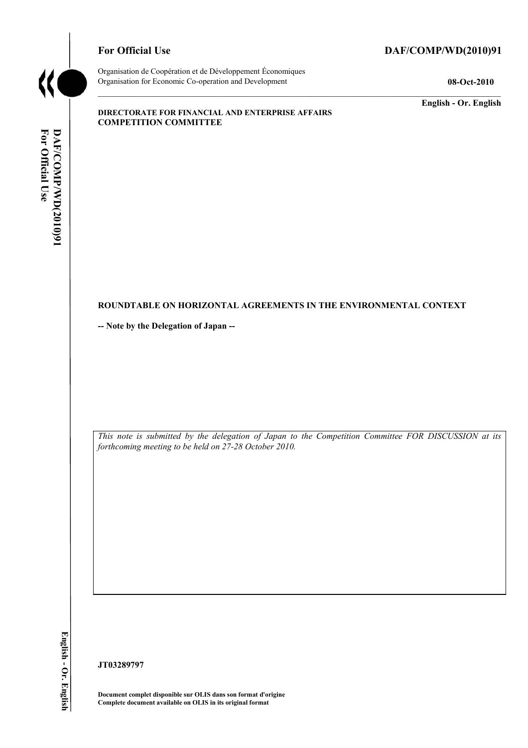**For Official Use** **DAF/COMP/WD(2010)91**

Organisation de Coopération et de Développement Économiques
Organisation for Economic Co-operation and Development **08-Oct-2010**

**English - Or. English**

**DIRECTORATE FOR FINANCIAL AND ENTERPRISE AFFAIRS**
**COMPETITION COMMITTEE**

## ROUNDTABLE ON HORIZONTAL AGREEMENTS IN THE ENVIRONMENTAL CONTEXT

**-- Note by the Delegation of Japan --**

*This note is submitted by the delegation of Japan to the Competition Committee FOR DISCUSSION at its forthcoming meeting to be held on 27-28 October 2010.*

**JT03289797**

**Document complet disponible sur OLIS dans son format d'origine**
**Complete document available on OLIS in its original format**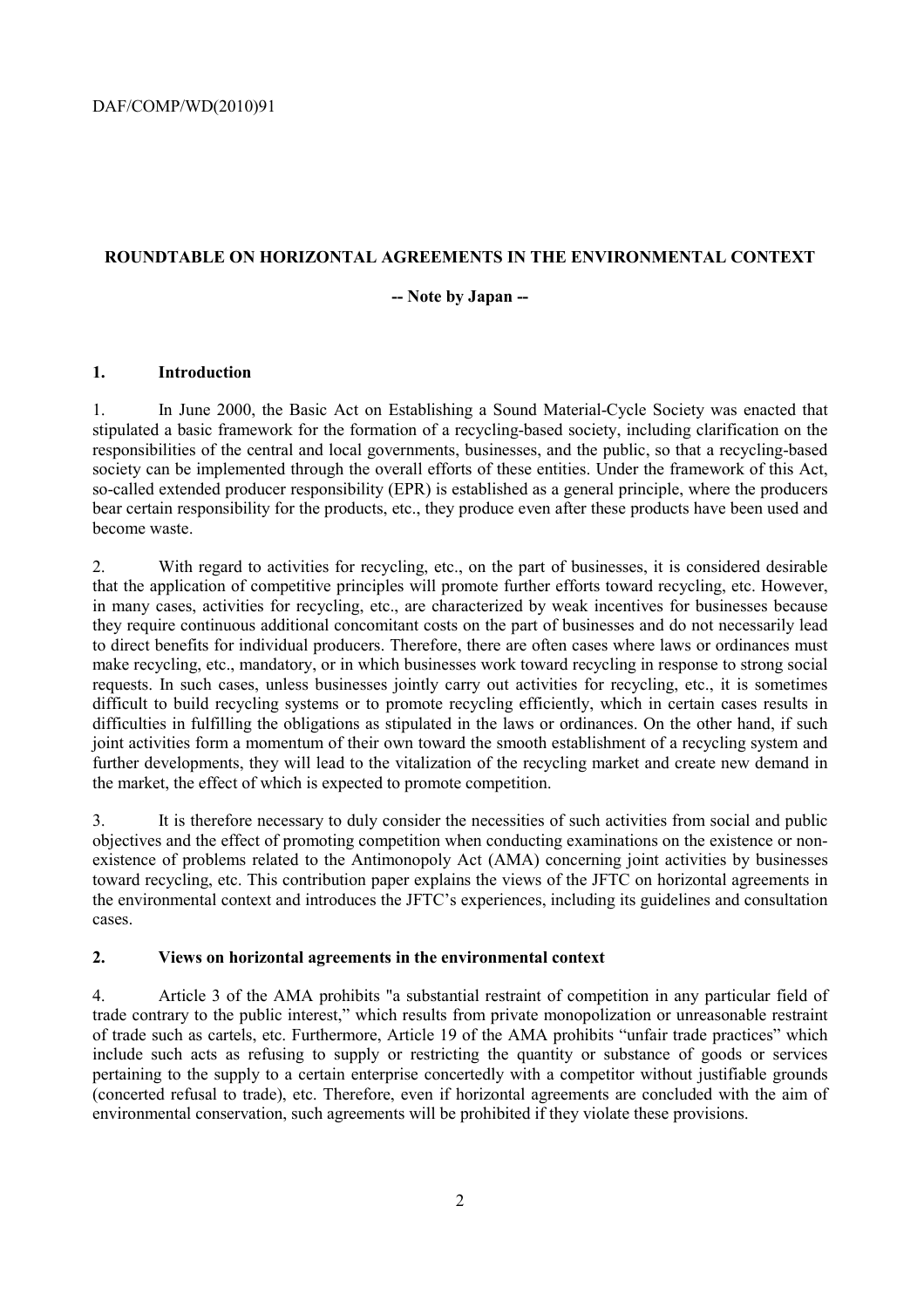## ROUNDTABLE ON HORIZONTAL AGREEMENTS IN THE ENVIRONMENTAL CONTEXT

**-- Note by Japan --**

### 1. Introduction

1. In June 2000, the Basic Act on Establishing a Sound Material-Cycle Society was enacted that stipulated a basic framework for the formation of a recycling-based society, including clarification on the responsibilities of the central and local governments, businesses, and the public, so that a recycling-based society can be implemented through the overall efforts of these entities. Under the framework of this Act, so-called extended producer responsibility (EPR) is established as a general principle, where the producers bear certain responsibility for the products, etc., they produce even after these products have been used and become waste.

2. With regard to activities for recycling, etc., on the part of businesses, it is considered desirable that the application of competitive principles will promote further efforts toward recycling, etc. However, in many cases, activities for recycling, etc., are characterized by weak incentives for businesses because they require continuous additional concomitant costs on the part of businesses and do not necessarily lead to direct benefits for individual producers. Therefore, there are often cases where laws or ordinances must make recycling, etc., mandatory, or in which businesses work toward recycling in response to strong social requests. In such cases, unless businesses jointly carry out activities for recycling, etc., it is sometimes difficult to build recycling systems or to promote recycling efficiently, which in certain cases results in difficulties in fulfilling the obligations as stipulated in the laws or ordinances. On the other hand, if such joint activities form a momentum of their own toward the smooth establishment of a recycling system and further developments, they will lead to the vitalization of the recycling market and create new demand in the market, the effect of which is expected to promote competition.

3. It is therefore necessary to duly consider the necessities of such activities from social and public objectives and the effect of promoting competition when conducting examinations on the existence or non-existence of problems related to the Antimonopoly Act (AMA) concerning joint activities by businesses toward recycling, etc. This contribution paper explains the views of the JFTC on horizontal agreements in the environmental context and introduces the JFTC's experiences, including its guidelines and consultation cases.

### 2. Views on horizontal agreements in the environmental context

4. Article 3 of the AMA prohibits "a substantial restraint of competition in any particular field of trade contrary to the public interest," which results from private monopolization or unreasonable restraint of trade such as cartels, etc. Furthermore, Article 19 of the AMA prohibits "unfair trade practices" which include such acts as refusing to supply or restricting the quantity or substance of goods or services pertaining to the supply to a certain enterprise concertedly with a competitor without justifiable grounds (concerted refusal to trade), etc. Therefore, even if horizontal agreements are concluded with the aim of environmental conservation, such agreements will be prohibited if they violate these provisions.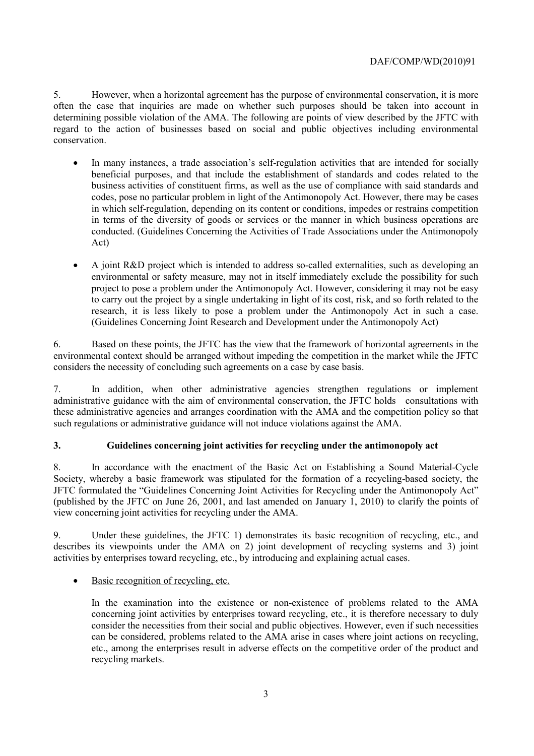5. However, when a horizontal agreement has the purpose of environmental conservation, it is more often the case that inquiries are made on whether such purposes should be taken into account in determining possible violation of the AMA. The following are points of view described by the JFTC with regard to the action of businesses based on social and public objectives including environmental conservation.

- In many instances, a trade association's self-regulation activities that are intended for socially beneficial purposes, and that include the establishment of standards and codes related to the business activities of constituent firms, as well as the use of compliance with said standards and codes, pose no particular problem in light of the Antimonopoly Act. However, there may be cases in which self-regulation, depending on its content or conditions, impedes or restrains competition in terms of the diversity of goods or services or the manner in which business operations are conducted. (Guidelines Concerning the Activities of Trade Associations under the Antimonopoly Act)

- A joint R&D project which is intended to address so-called externalities, such as developing an environmental or safety measure, may not in itself immediately exclude the possibility for such project to pose a problem under the Antimonopoly Act. However, considering it may not be easy to carry out the project by a single undertaking in light of its cost, risk, and so forth related to the research, it is less likely to pose a problem under the Antimonopoly Act in such a case. (Guidelines Concerning Joint Research and Development under the Antimonopoly Act)

6. Based on these points, the JFTC has the view that the framework of horizontal agreements in the environmental context should be arranged without impeding the competition in the market while the JFTC considers the necessity of concluding such agreements on a case by case basis.

7. In addition, when other administrative agencies strengthen regulations or implement administrative guidance with the aim of environmental conservation, the JFTC holds consultations with these administrative agencies and arranges coordination with the AMA and the competition policy so that such regulations or administrative guidance will not induce violations against the AMA.

## 3. Guidelines concerning joint activities for recycling under the antimonopoly act

8. In accordance with the enactment of the Basic Act on Establishing a Sound Material-Cycle Society, whereby a basic framework was stipulated for the formation of a recycling-based society, the JFTC formulated the "Guidelines Concerning Joint Activities for Recycling under the Antimonopoly Act" (published by the JFTC on June 26, 2001, and last amended on January 1, 2010) to clarify the points of view concerning joint activities for recycling under the AMA.

9. Under these guidelines, the JFTC 1) demonstrates its basic recognition of recycling, etc., and describes its viewpoints under the AMA on 2) joint development of recycling systems and 3) joint activities by enterprises toward recycling, etc., by introducing and explaining actual cases.

- Basic recognition of recycling, etc.

  In the examination into the existence or non-existence of problems related to the AMA concerning joint activities by enterprises toward recycling, etc., it is therefore necessary to duly consider the necessities from their social and public objectives. However, even if such necessities can be considered, problems related to the AMA arise in cases where joint actions on recycling, etc., among the enterprises result in adverse effects on the competitive order of the product and recycling markets.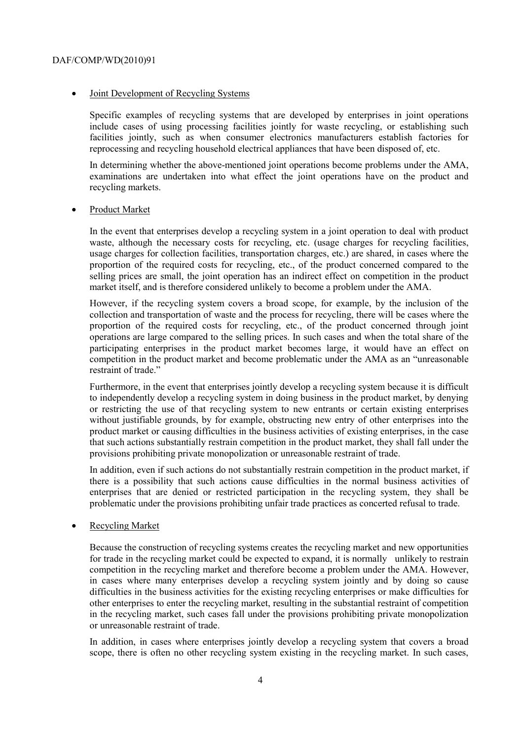- Joint Development of Recycling Systems

  Specific examples of recycling systems that are developed by enterprises in joint operations include cases of using processing facilities jointly for waste recycling, or establishing such facilities jointly, such as when consumer electronics manufacturers establish factories for reprocessing and recycling household electrical appliances that have been disposed of, etc.

  In determining whether the above-mentioned joint operations become problems under the AMA, examinations are undertaken into what effect the joint operations have on the product and recycling markets.

- Product Market

  In the event that enterprises develop a recycling system in a joint operation to deal with product waste, although the necessary costs for recycling, etc. (usage charges for recycling facilities, usage charges for collection facilities, transportation charges, etc.) are shared, in cases where the proportion of the required costs for recycling, etc., of the product concerned compared to the selling prices are small, the joint operation has an indirect effect on competition in the product market itself, and is therefore considered unlikely to become a problem under the AMA.

  However, if the recycling system covers a broad scope, for example, by the inclusion of the collection and transportation of waste and the process for recycling, there will be cases where the proportion of the required costs for recycling, etc., of the product concerned through joint operations are large compared to the selling prices. In such cases and when the total share of the participating enterprises in the product market becomes large, it would have an effect on competition in the product market and become problematic under the AMA as an "unreasonable restraint of trade."

  Furthermore, in the event that enterprises jointly develop a recycling system because it is difficult to independently develop a recycling system in doing business in the product market, by denying or restricting the use of that recycling system to new entrants or certain existing enterprises without justifiable grounds, for example, obstructing new entry of other enterprises into the product market or causing difficulties in the business activities of existing enterprises, in the case that such actions substantially restrain competition in the product market, they shall fall under the provisions prohibiting private monopolization or unreasonable restraint of trade.

  In addition, even if such actions do not substantially restrain competition in the product market, if there is a possibility that such actions cause difficulties in the normal business activities of enterprises that are denied or restricted participation in the recycling system, they shall be problematic under the provisions prohibiting unfair trade practices as concerted refusal to trade.

- Recycling Market

  Because the construction of recycling systems creates the recycling market and new opportunities for trade in the recycling market could be expected to expand, it is normally unlikely to restrain competition in the recycling market and therefore become a problem under the AMA. However, in cases where many enterprises develop a recycling system jointly and by doing so cause difficulties in the business activities for the existing recycling enterprises or make difficulties for other enterprises to enter the recycling market, resulting in the substantial restraint of competition in the recycling market, such cases fall under the provisions prohibiting private monopolization or unreasonable restraint of trade.

  In addition, in cases where enterprises jointly develop a recycling system that covers a broad scope, there is often no other recycling system existing in the recycling market. In such cases,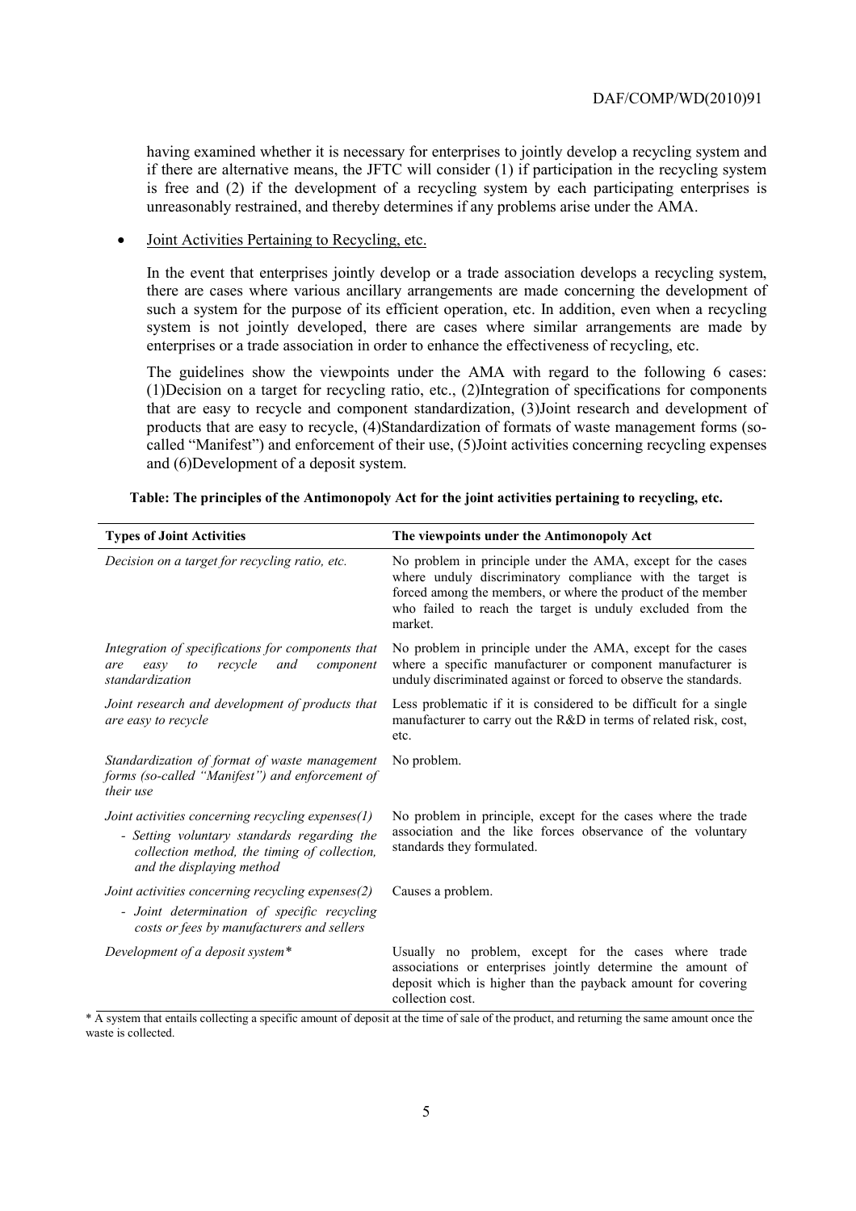having examined whether it is necessary for enterprises to jointly develop a recycling system and if there are alternative means, the JFTC will consider (1) if participation in the recycling system is free and (2) if the development of a recycling system by each participating enterprises is unreasonably restrained, and thereby determines if any problems arise under the AMA.

- Joint Activities Pertaining to Recycling, etc.

  In the event that enterprises jointly develop or a trade association develops a recycling system, there are cases where various ancillary arrangements are made concerning the development of such a system for the purpose of its efficient operation, etc. In addition, even when a recycling system is not jointly developed, there are cases where similar arrangements are made by enterprises or a trade association in order to enhance the effectiveness of recycling, etc.

  The guidelines show the viewpoints under the AMA with regard to the following 6 cases: (1)Decision on a target for recycling ratio, etc., (2)Integration of specifications for components that are easy to recycle and component standardization, (3)Joint research and development of products that are easy to recycle, (4)Standardization of formats of waste management forms (so-called "Manifest") and enforcement of their use, (5)Joint activities concerning recycling expenses and (6)Development of a deposit system.

**Table: The principles of the Antimonopoly Act for the joint activities pertaining to recycling, etc.**

| Types of Joint Activities | The viewpoints under the Antimonopoly Act |
|---|---|
| *Decision on a target for recycling ratio, etc.* | No problem in principle under the AMA, except for the cases where unduly discriminatory compliance with the target is forced among the members, or where the product of the member who failed to reach the target is unduly excluded from the market. |
| *Integration of specifications for components that are easy to recycle and component standardization* | No problem in principle under the AMA, except for the cases where a specific manufacturer or component manufacturer is unduly discriminated against or forced to observe the standards. |
| *Joint research and development of products that are easy to recycle* | Less problematic if it is considered to be difficult for a single manufacturer to carry out the R&D in terms of related risk, cost, etc. |
| *Standardization of format of waste management forms (so-called "Manifest") and enforcement of their use* | No problem. |
| *Joint activities concerning recycling expenses(1)* <br> *- Setting voluntary standards regarding the collection method, the timing of collection, and the displaying method* | No problem in principle, except for the cases where the trade association and the like forces observance of the voluntary standards they formulated. |
| *Joint activities concerning recycling expenses(2)* <br> *- Joint determination of specific recycling costs or fees by manufacturers and sellers* | Causes a problem. |
| *Development of a deposit system** | Usually no problem, except for the cases where trade associations or enterprises jointly determine the amount of deposit which is higher than the payback amount for covering collection cost. |

\* A system that entails collecting a specific amount of deposit at the time of sale of the product, and returning the same amount once the waste is collected.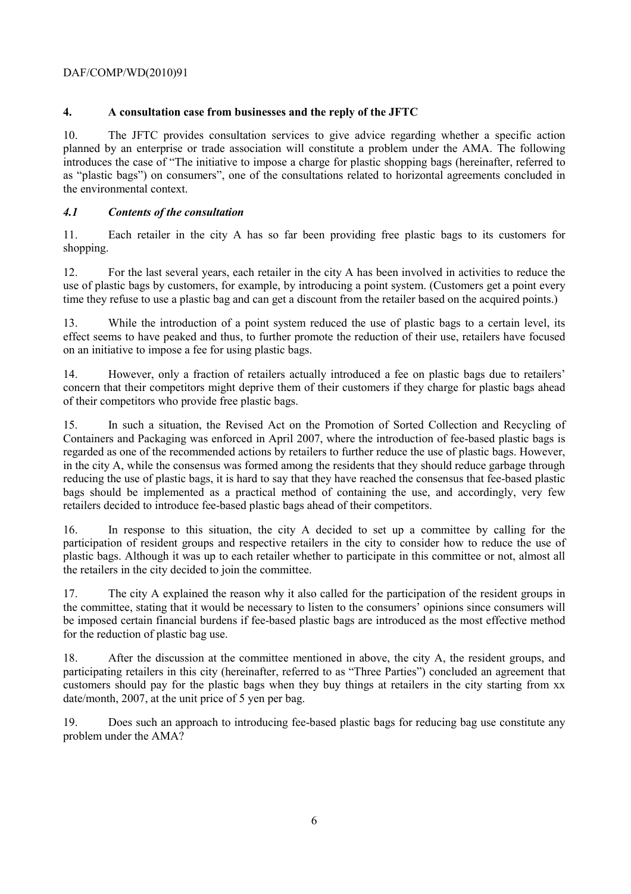## 4. A consultation case from businesses and the reply of the JFTC

10. The JFTC provides consultation services to give advice regarding whether a specific action planned by an enterprise or trade association will constitute a problem under the AMA. The following introduces the case of "The initiative to impose a charge for plastic shopping bags (hereinafter, referred to as "plastic bags") on consumers", one of the consultations related to horizontal agreements concluded in the environmental context.

### *4.1 Contents of the consultation*

11. Each retailer in the city A has so far been providing free plastic bags to its customers for shopping.

12. For the last several years, each retailer in the city A has been involved in activities to reduce the use of plastic bags by customers, for example, by introducing a point system. (Customers get a point every time they refuse to use a plastic bag and can get a discount from the retailer based on the acquired points.)

13. While the introduction of a point system reduced the use of plastic bags to a certain level, its effect seems to have peaked and thus, to further promote the reduction of their use, retailers have focused on an initiative to impose a fee for using plastic bags.

14. However, only a fraction of retailers actually introduced a fee on plastic bags due to retailers' concern that their competitors might deprive them of their customers if they charge for plastic bags ahead of their competitors who provide free plastic bags.

15. In such a situation, the Revised Act on the Promotion of Sorted Collection and Recycling of Containers and Packaging was enforced in April 2007, where the introduction of fee-based plastic bags is regarded as one of the recommended actions by retailers to further reduce the use of plastic bags. However, in the city A, while the consensus was formed among the residents that they should reduce garbage through reducing the use of plastic bags, it is hard to say that they have reached the consensus that fee-based plastic bags should be implemented as a practical method of containing the use, and accordingly, very few retailers decided to introduce fee-based plastic bags ahead of their competitors.

16. In response to this situation, the city A decided to set up a committee by calling for the participation of resident groups and respective retailers in the city to consider how to reduce the use of plastic bags. Although it was up to each retailer whether to participate in this committee or not, almost all the retailers in the city decided to join the committee.

17. The city A explained the reason why it also called for the participation of the resident groups in the committee, stating that it would be necessary to listen to the consumers' opinions since consumers will be imposed certain financial burdens if fee-based plastic bags are introduced as the most effective method for the reduction of plastic bag use.

18. After the discussion at the committee mentioned in above, the city A, the resident groups, and participating retailers in this city (hereinafter, referred to as "Three Parties") concluded an agreement that customers should pay for the plastic bags when they buy things at retailers in the city starting from xx date/month, 2007, at the unit price of 5 yen per bag.

19. Does such an approach to introducing fee-based plastic bags for reducing bag use constitute any problem under the AMA?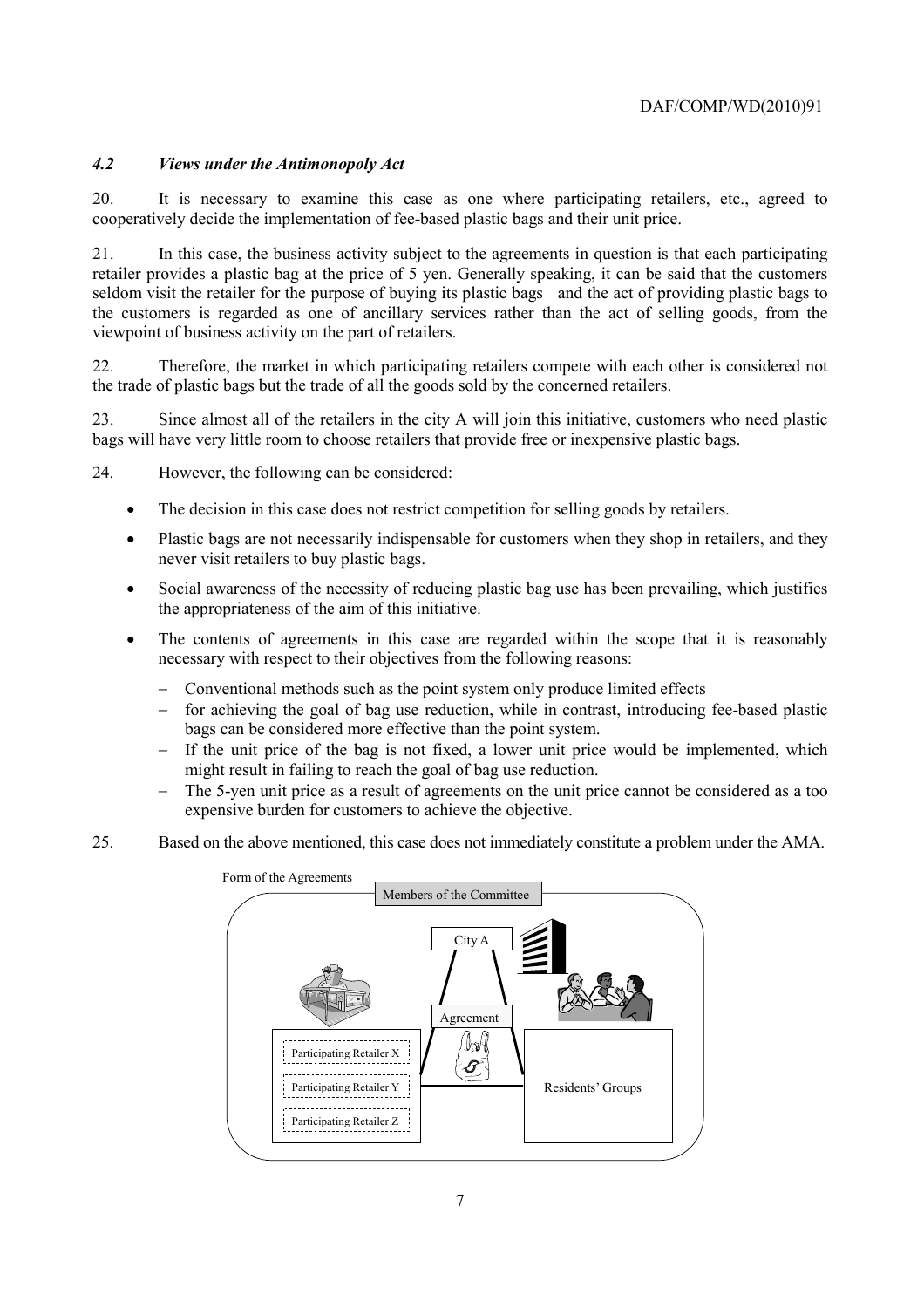### *4.2 Views under the Antimonopoly Act*

20. It is necessary to examine this case as one where participating retailers, etc., agreed to cooperatively decide the implementation of fee-based plastic bags and their unit price.

21. In this case, the business activity subject to the agreements in question is that each participating retailer provides a plastic bag at the price of 5 yen. Generally speaking, it can be said that the customers seldom visit the retailer for the purpose of buying its plastic bags and the act of providing plastic bags to the customers is regarded as one of ancillary services rather than the act of selling goods, from the viewpoint of business activity on the part of retailers.

22. Therefore, the market in which participating retailers compete with each other is considered not the trade of plastic bags but the trade of all the goods sold by the concerned retailers.

23. Since almost all of the retailers in the city A will join this initiative, customers who need plastic bags will have very little room to choose retailers that provide free or inexpensive plastic bags.

24. However, the following can be considered:

- The decision in this case does not restrict competition for selling goods by retailers.
- Plastic bags are not necessarily indispensable for customers when they shop in retailers, and they never visit retailers to buy plastic bags.
- Social awareness of the necessity of reducing plastic bag use has been prevailing, which justifies the appropriateness of the aim of this initiative.
- The contents of agreements in this case are regarded within the scope that it is reasonably necessary with respect to their objectives from the following reasons:
  - Conventional methods such as the point system only produce limited effects
  - for achieving the goal of bag use reduction, while in contrast, introducing fee-based plastic bags can be considered more effective than the point system.
  - If the unit price of the bag is not fixed, a lower unit price would be implemented, which might result in failing to reach the goal of bag use reduction.
  - The 5-yen unit price as a result of agreements on the unit price cannot be considered as a too expensive burden for customers to achieve the objective.

25. Based on the above mentioned, this case does not immediately constitute a problem under the AMA.

Form of the Agreements

Members of the Committee

City A

Agreement

Participating Retailer X

Participating Retailer Y

Participating Retailer Z

Residents' Groups